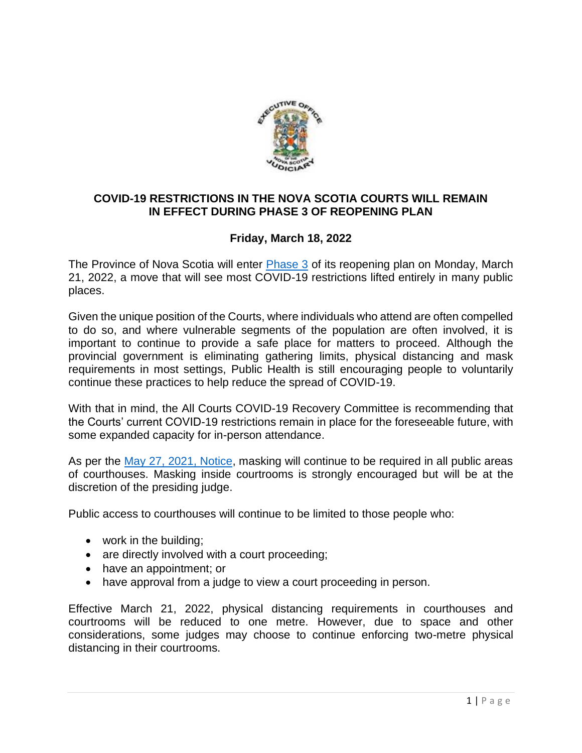# COVID-19 RESTRICTIONS IN THE NOVA SCOTIA COURTS WILL REMAIN IN EFFECT DURING PHASE 3 OF REOPENING PLAN

**Friday, March 18, 2022**

The Province of Nova Scotia will enter Phase 3 of its reopening plan on Monday, March 21, 2022, a move that will see most COVID-19 restrictions lifted entirely in many public places.

Given the unique position of the Courts, where individuals who attend are often compelled to do so, and where vulnerable segments of the population are often involved, it is important to continue to provide a safe place for matters to proceed. Although the provincial government is eliminating gathering limits, physical distancing and mask requirements in most settings, Public Health is still encouraging people to voluntarily continue these practices to help reduce the spread of COVID-19.

With that in mind, the All Courts COVID-19 Recovery Committee is recommending that the Courts' current COVID-19 restrictions remain in place for the foreseeable future, with some expanded capacity for in-person attendance.

As per the May 27, 2021, Notice, masking will continue to be required in all public areas of courthouses. Masking inside courtrooms is strongly encouraged but will be at the discretion of the presiding judge.

Public access to courthouses will continue to be limited to those people who:

- work in the building;
- are directly involved with a court proceeding;
- have an appointment; or
- have approval from a judge to view a court proceeding in person.

Effective March 21, 2022, physical distancing requirements in courthouses and courtrooms will be reduced to one metre. However, due to space and other considerations, some judges may choose to continue enforcing two-metre physical distancing in their courtrooms.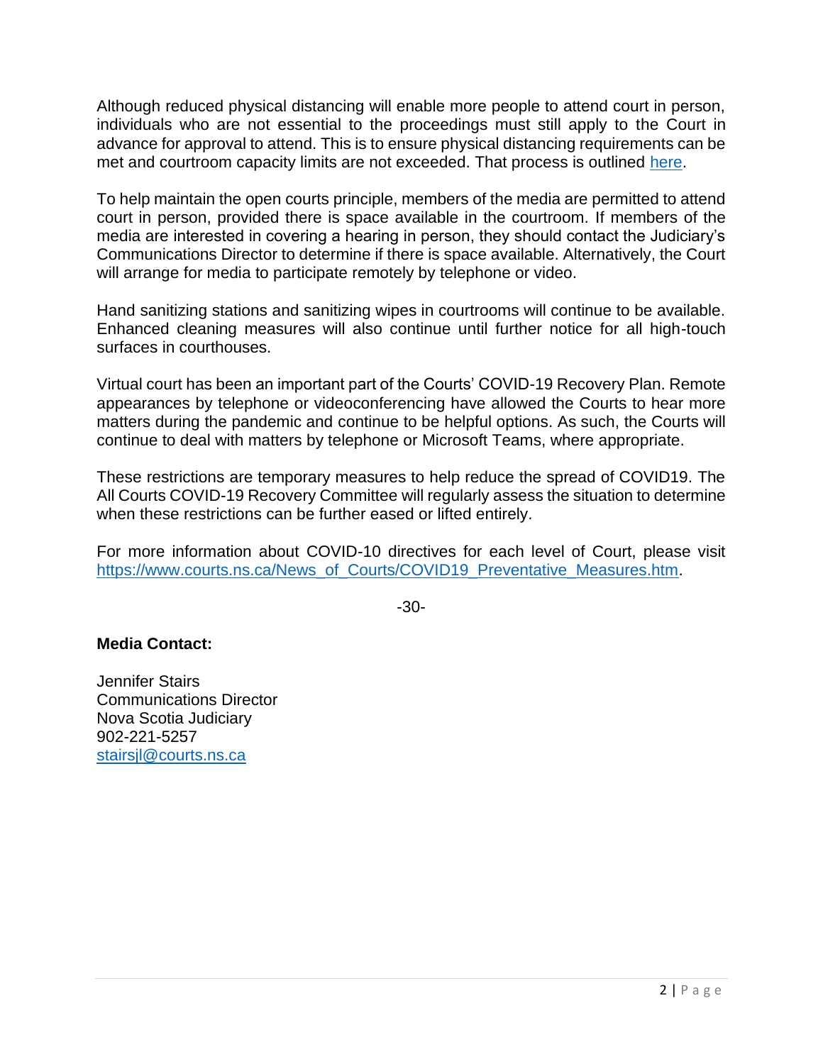Although reduced physical distancing will enable more people to attend court in person, individuals who are not essential to the proceedings must still apply to the Court in advance for approval to attend. This is to ensure physical distancing requirements can be met and courtroom capacity limits are not exceeded. That process is outlined here.

To help maintain the open courts principle, members of the media are permitted to attend court in person, provided there is space available in the courtroom. If members of the media are interested in covering a hearing in person, they should contact the Judiciary's Communications Director to determine if there is space available. Alternatively, the Court will arrange for media to participate remotely by telephone or video.

Hand sanitizing stations and sanitizing wipes in courtrooms will continue to be available. Enhanced cleaning measures will also continue until further notice for all high-touch surfaces in courthouses.

Virtual court has been an important part of the Courts' COVID-19 Recovery Plan. Remote appearances by telephone or videoconferencing have allowed the Courts to hear more matters during the pandemic and continue to be helpful options. As such, the Courts will continue to deal with matters by telephone or Microsoft Teams, where appropriate.

These restrictions are temporary measures to help reduce the spread of COVID19. The All Courts COVID-19 Recovery Committee will regularly assess the situation to determine when these restrictions can be further eased or lifted entirely.

For more information about COVID-10 directives for each level of Court, please visit https://www.courts.ns.ca/News_of_Courts/COVID19_Preventative_Measures.htm.

-30-

**Media Contact:**

Jennifer Stairs
Communications Director
Nova Scotia Judiciary
902-221-5257
stairsjl@courts.ns.ca